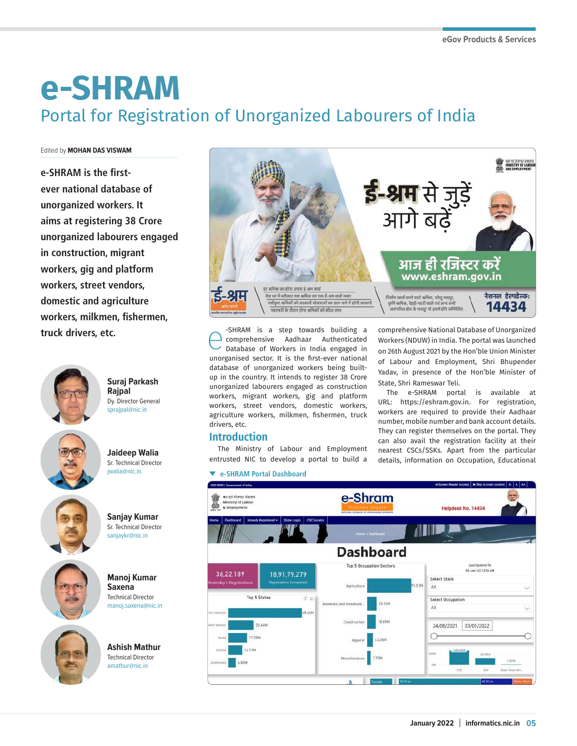# e-SHRAM

## Portal for Registration of Unorganized Labourers of India

Edited by **MOHAN DAS VISWAM**

**e-SHRAM is the first-ever national database of unorganized workers. It aims at registering 38 Crore unorganized labourers engaged in construction, migrant workers, gig and platform workers, street vendors, domestic and agriculture workers, milkmen, fishermen, truck drivers, etc.**

**Suraj Parkash Rajpal**
Dy. Director General
sprajpal@nic.in

**Jaideep Walia**
Sr. Technical Director
jwalia@nic.in

**Sanjay Kumar**
Sr. Technical Director
sanjaykr@nic.in

**Manoj Kumar Saxena**
Technical Director
manoj.saxena@nic.in

**Ashish Mathur**
Technical Director
amathur@nic.in

e-SHRAM is a step towards building a comprehensive Aadhaar Authenticated Database of Workers in India engaged in unorganised sector. It is the first-ever national database of unorganized workers being built-up in the country. It intends to register 38 Crore unorganized labourers engaged as construction workers, migrant workers, gig and platform workers, street vendors, domestic workers, agriculture workers, milkmen, fishermen, truck drivers, etc.

### Introduction

The Ministry of Labour and Employment entrusted NIC to develop a portal to build a comprehensive National Database of Unorganized Workers (NDUW) in India. The portal was launched on 26th August 2021 by the Hon'ble Union Minister of Labour and Employment, Shri Bhupender Yadav, in presence of the Hon'ble Minister of State, Shri Rameswar Teli.

The e-SHRAM portal is available at URL: https://eshram.gov.in. For registration, workers are required to provide their Aadhaar number, mobile number and bank account details. They can register themselves on the portal. They can also avail the registration facility at their nearest CSCs/SSKs. Apart from the particular details, information on Occupation, Educational

▼ e-SHRAM Portal Dashboard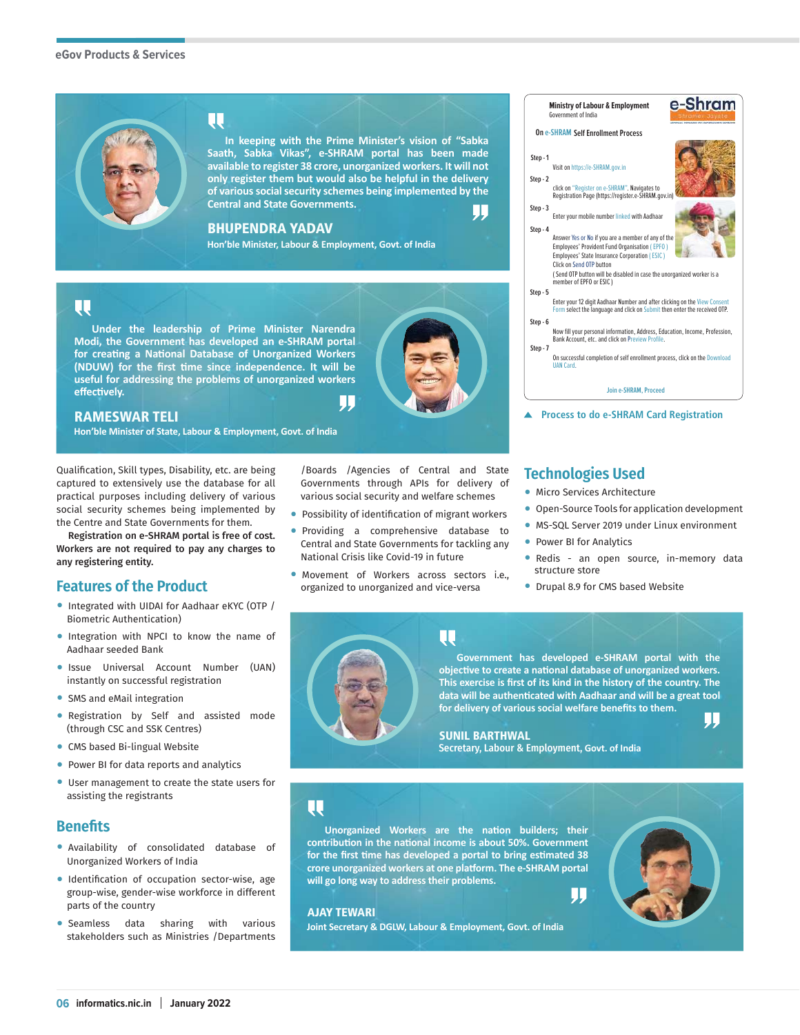> In keeping with the Prime Minister's vision of "Sabka Saath, Sabka Vikas", e-SHRAM portal has been made available to register 38 crore, unorganized workers. It will not only register them but would also be helpful in the delivery of various social security schemes being implemented by the Central and State Governments.
>
> **BHUPENDRA YADAV**
> Hon'ble Minister, Labour & Employment, Govt. of India

> Under the leadership of Prime Minister Narendra Modi, the Government has developed an e-SHRAM portal for creating a National Database of Unorganized Workers (NDUW) for the first time since independence. It will be useful for addressing the problems of unorganized workers effectively.
>
> **RAMESWAR TELI**
> Hon'ble Minister of State, Labour & Employment, Govt. of India

Ministry of Labour & Employment
Government of India

e-Shram

On e-SHRAM Self Enrollment Process

Step - 1
Visit on https://e-SHRAM.gov.in

Step - 2
click on "Register on e-SHRAM". Navigates to Registration Page (https://register.e-SHRAM.gov.in)

Step - 3
Enter your mobile number linked with Aadhaar

Step - 4
Answer Yes or No if you are a member of any of the Employees' Provident Fund Organisation ( EPFO ) Employees' State Insurance Corporation ( ESIC )
Click on Send OTP button
( Send OTP button will be disabled in case the unorganized worker is a member of EPFO or ESIC )

Step - 5
Enter your 12 digit Aadhaar Number and after clicking on the View Consent Form select the language and click on Submit then enter the received OTP.

Step - 6
Now fill your personal information, Address, Education, Income, Profession, Bank Account, etc. and click on Preview Profile.

Step - 7
On successful completion of self enrollment process, click on the Download UAN Card.

Join e-SHRAM, Proceed

▲ Process to do e-SHRAM Card Registration

Qualification, Skill types, Disability, etc. are being captured to extensively use the database for all practical purposes including delivery of various social security schemes being implemented by the Centre and State Governments for them.

**Registration on e-SHRAM portal is free of cost. Workers are not required to pay any charges to any registering entity.**

## Features of the Product

- Integrated with UIDAI for Aadhaar eKYC (OTP / Biometric Authentication)
- Integration with NPCI to know the name of Aadhaar seeded Bank
- Issue Universal Account Number (UAN) instantly on successful registration
- SMS and eMail integration
- Registration by Self and assisted mode (through CSC and SSK Centres)
- CMS based Bi-lingual Website
- Power BI for data reports and analytics
- User management to create the state users for assisting the registrants

## Benefits

- Availability of consolidated database of Unorganized Workers of India
- Identification of occupation sector-wise, age group-wise, gender-wise workforce in different parts of the country
- Seamless data sharing with various stakeholders such as Ministries /Departments /Boards /Agencies of Central and State Governments through APIs for delivery of various social security and welfare schemes
- Possibility of identification of migrant workers
- Providing a comprehensive database to Central and State Governments for tackling any National Crisis like Covid-19 in future
- Movement of Workers across sectors i.e., organized to unorganized and vice-versa

## Technologies Used

- Micro Services Architecture
- Open-Source Tools for application development
- MS-SQL Server 2019 under Linux environment
- Power BI for Analytics
- Redis - an open source, in-memory data structure store
- Drupal 8.9 for CMS based Website

> Government has developed e-SHRAM portal with the objective to create a national database of unorganized workers. This exercise is first of its kind in the history of the country. The data will be authenticated with Aadhaar and will be a great tool for delivery of various social welfare benefits to them.
>
> **SUNIL BARTHWAL**
> Secretary, Labour & Employment, Govt. of India

> Unorganized Workers are the nation builders; their contribution in the national income is about 50%. Government for the first time has developed a portal to register estimated 38 crore unorganized workers at one platform. The e-SHRAM portal will go long way to address their problems.
>
> **AJAY TEWARI**
> Joint Secretary & DGLW, Labour & Employment, Govt. of India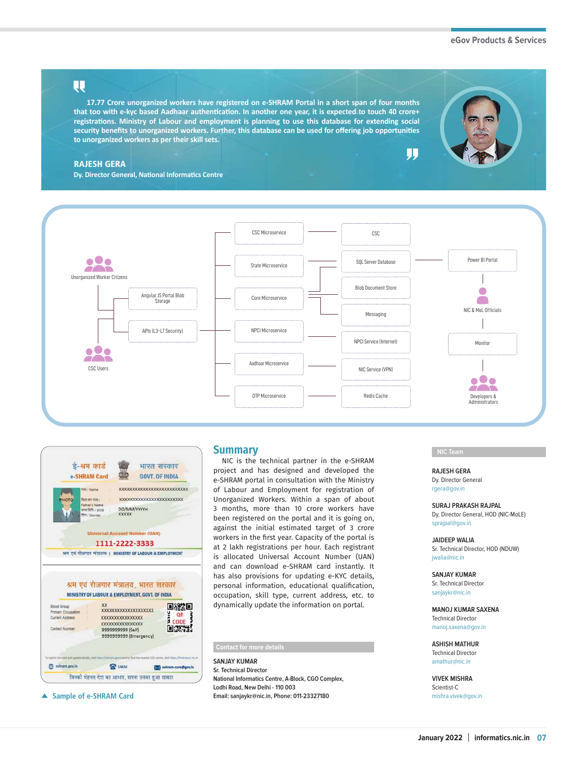> 17.77 Crore unorganized workers have registered on e-SHRAM Portal in a short span of four months that too with e-kyc based Aadhaar authentication. In another one year, it is expected to touch 40 crore+ registrations. Ministry of Labour and employment is planning to use this database for extending social security benefits to unorganized workers. Further, this database can be used for offering job opportunities to unorganized workers as per their skill sets.

**RAJESH GERA**
Dy. Director General, National Informatics Centre

Unorganized Worker Citizens
CSC Users
Angular JS Portal Blob Storage
APIs (L3-L7 Security)
CSC Microservice
State Microservice
Core Microservice
NPCI Microservice
Aadhaar Microservice
OTP Microservice
CSC
SQL Server Database
Blob Document Store
Messaging
NPCI Service (Internet)
NIC Service (VPN)
Redis Cache
Power BI Portal
NIC & MoL Officials
Monitor
Developers & Administrators

ई-श्रम कार्ड
e-SHRAM Card
भारत सरकार
GOVT. OF INDIA
नाम / Name : XXXXXXXXXXXXXXXXXXXXXXXXX
पिता का नाम / Father's Name : XXXXXXXXXXXXXXXXXXXXXXXX
जन्म तिथि / DOB : DD/MM/YYYY
लिंग / Gender : XXXXX
Universal Account Number (UAN)
1111-2222-3333
श्रम एवं रोजगार मंत्रालय | MINISTRY OF LABOUR & EMPLOYMENT

श्रम एवं रोजगार मंत्रालय, भारत सरकार
MINISTRY OF LABOUR & EMPLOYMENT, GOVT. OF INDIA
Blood Group : XX
Primary Occupation : XXXXXXXXXXXXXXXXXX
Current Address : XXXXXXXXXXXXXXX XXXXXXXXXXXXXXX
Contact Number : 9999999999 (Self) 9999999999 (Emergency)
QR CODE
eshram.gov.in | 14434 | eshram-care@gov.in
जिनकी मेहनत देश का आधार, सपना उनका हुआ साकार

▲ Sample of e-SHRAM Card

## Summary

NIC is the technical partner in the e-SHRAM project and has designed and developed the e-SHRAM portal in consultation with the Ministry of Labour and Employment for registration of Unorganized Workers. Within a span of about 3 months, more than 10 crore workers have been registered on the portal and it is going on, against the initial estimated target of 3 crore workers in the first year. Capacity of the portal is at 2 lakh registrations per hour. Each registrant is allocated Universal Account Number (UAN) and can download e-SHRAM card instantly. It has also provisions for updating e-KYC details, personal information, educational qualification, occupation, skill type, current address, etc. to dynamically update the information on portal.

### Contact for more details

**SANJAY KUMAR**
Sr. Technical Director
National Informatics Centre, A-Block, CGO Complex, Lodhi Road, New Delhi - 110 003
Email: sanjaykr@nic.in, Phone: 011-23327180

### NIC Team

**RAJESH GERA**
Dy. Director General
rgera@gov.in

**SURAJ PRAKASH RAJPAL**
Dy. Director General, HOD (NIC-MoLE)
sprajpal@gov.in

**JAIDEEP WALIA**
Sr. Technical Director, HOD (NDUW)
jwalia@nic.in

**SANJAY KUMAR**
Sr. Technical Director
sanjaykr@nic.in

**MANOJ KUMAR SAXENA**
Technical Director
manoj.saxena@gov.in

**ASHISH MATHUR**
Technical Director
amathur@nic.in

**VIVEK MISHRA**
Scientist-C
mishra.vivek@gov.in